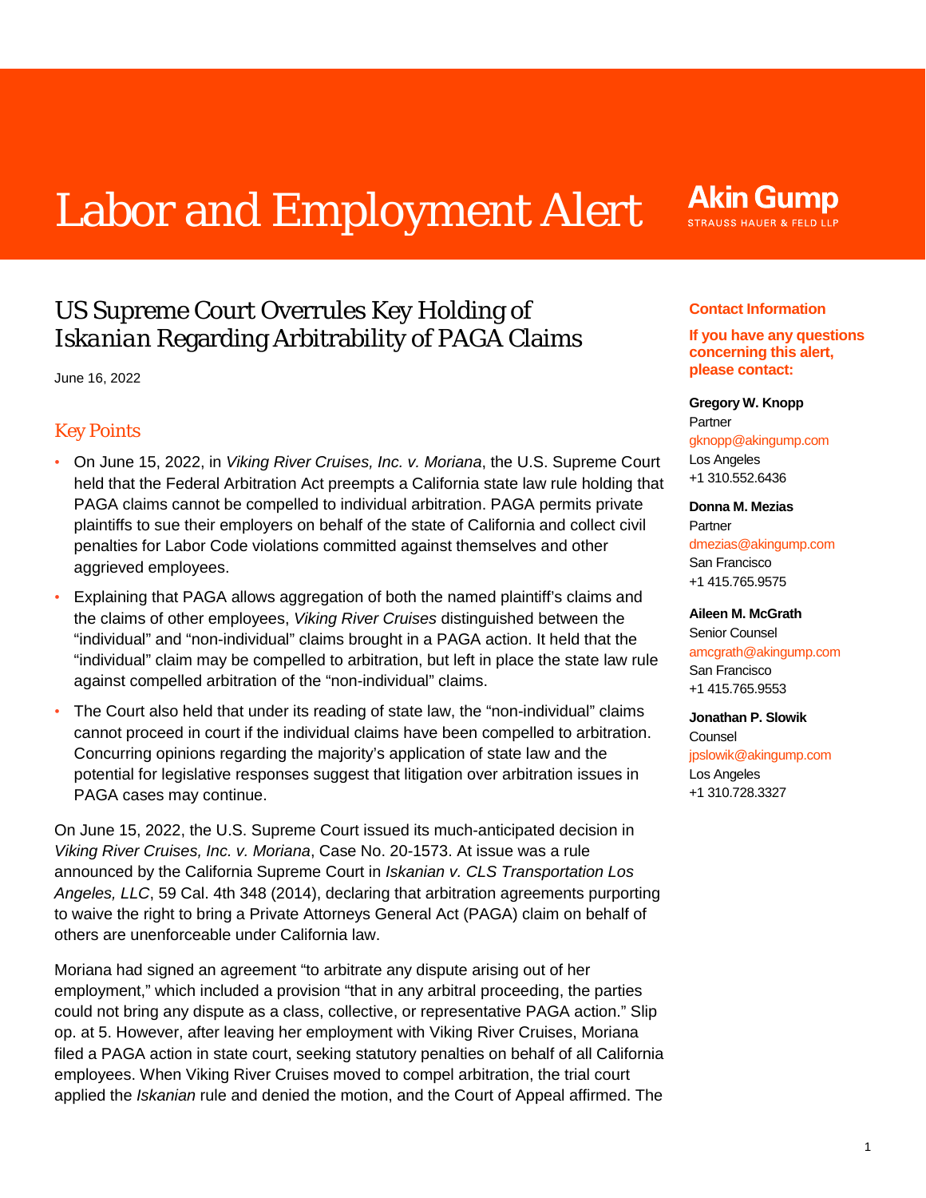# Labor and Employment Alert

Akin Gump
STRAUSS HAUER & FELD LLP

## US Supreme Court Overrules Key Holding of *Iskanian* Regarding Arbitrability of PAGA Claims

June 16, 2022

### Key Points

- On June 15, 2022, in *Viking River Cruises, Inc. v. Moriana*, the U.S. Supreme Court held that the Federal Arbitration Act preempts a California state law rule holding that PAGA claims cannot be compelled to individual arbitration. PAGA permits private plaintiffs to sue their employers on behalf of the state of California and collect civil penalties for Labor Code violations committed against themselves and other aggrieved employees.
- Explaining that PAGA allows aggregation of both the named plaintiff's claims and the claims of other employees, *Viking River Cruises* distinguished between the "individual" and "non-individual" claims brought in a PAGA action. It held that the "individual" claim may be compelled to arbitration, but left in place the state law rule against compelled arbitration of the "non-individual" claims.
- The Court also held that under its reading of state law, the "non-individual" claims cannot proceed in court if the individual claims have been compelled to arbitration. Concurring opinions regarding the majority's application of state law and the potential for legislative responses suggest that litigation over arbitration issues in PAGA cases may continue.

On June 15, 2022, the U.S. Supreme Court issued its much-anticipated decision in *Viking River Cruises, Inc. v. Moriana*, Case No. 20-1573. At issue was a rule announced by the California Supreme Court in *Iskanian v. CLS Transportation Los Angeles, LLC*, 59 Cal. 4th 348 (2014), declaring that arbitration agreements purporting to waive the right to bring a Private Attorneys General Act (PAGA) claim on behalf of others are unenforceable under California law.

Moriana had signed an agreement "to arbitrate any dispute arising out of her employment," which included a provision "that in any arbitral proceeding, the parties could not bring any dispute as a class, collective, or representative PAGA action." Slip op. at 5. However, after leaving her employment with Viking River Cruises, Moriana filed a PAGA action in state court, seeking statutory penalties on behalf of all California employees. When Viking River Cruises moved to compel arbitration, the trial court applied the *Iskanian* rule and denied the motion, and the Court of Appeal affirmed. The

**Contact Information**

**If you have any questions concerning this alert, please contact:**

**Gregory W. Knopp**
Partner
gknopp@akingump.com
Los Angeles
+1 310.552.6436

**Donna M. Mezias**
Partner
dmezias@akingump.com
San Francisco
+1 415.765.9575

**Aileen M. McGrath**
Senior Counsel
amcgrath@akingump.com
San Francisco
+1 415.765.9553

**Jonathan P. Slowik**
Counsel
jpslowik@akingump.com
Los Angeles
+1 310.728.3327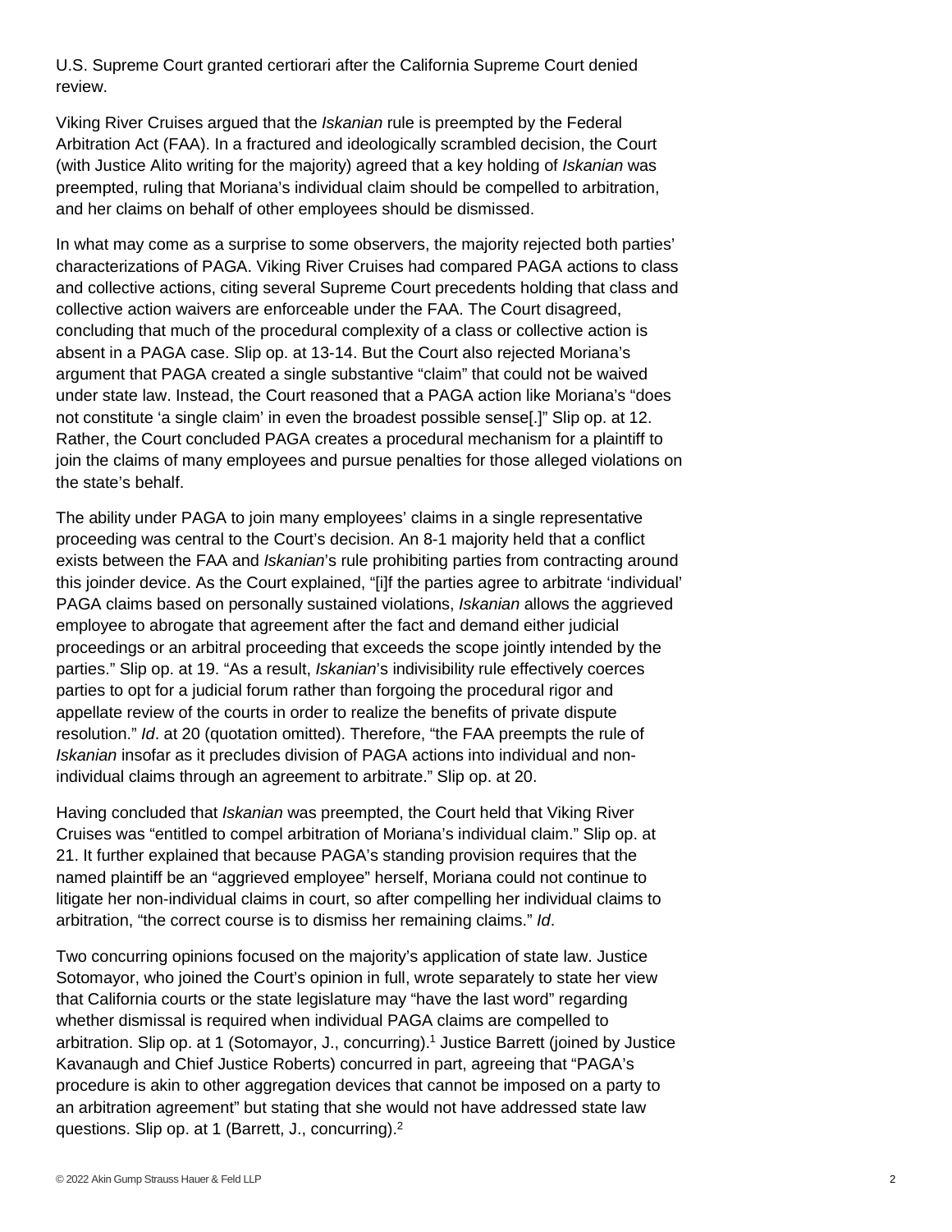U.S. Supreme Court granted certiorari after the California Supreme Court denied review.

Viking River Cruises argued that the *Iskanian* rule is preempted by the Federal Arbitration Act (FAA). In a fractured and ideologically scrambled decision, the Court (with Justice Alito writing for the majority) agreed that a key holding of *Iskanian* was preempted, ruling that Moriana's individual claim should be compelled to arbitration, and her claims on behalf of other employees should be dismissed.

In what may come as a surprise to some observers, the majority rejected both parties' characterizations of PAGA. Viking River Cruises had compared PAGA actions to class and collective actions, citing several Supreme Court precedents holding that class and collective action waivers are enforceable under the FAA. The Court disagreed, concluding that much of the procedural complexity of a class or collective action is absent in a PAGA case. Slip op. at 13-14. But the Court also rejected Moriana's argument that PAGA created a single substantive "claim" that could not be waived under state law. Instead, the Court reasoned that a PAGA action like Moriana's "does not constitute 'a single claim' in even the broadest possible sense[.]" Slip op. at 12. Rather, the Court concluded PAGA creates a procedural mechanism for a plaintiff to join the claims of many employees and pursue penalties for those alleged violations on the state's behalf.

The ability under PAGA to join many employees' claims in a single representative proceeding was central to the Court's decision. An 8-1 majority held that a conflict exists between the FAA and *Iskanian*'s rule prohibiting parties from contracting around this joinder device. As the Court explained, "[i]f the parties agree to arbitrate 'individual' PAGA claims based on personally sustained violations, *Iskanian* allows the aggrieved employee to abrogate that agreement after the fact and demand either judicial proceedings or an arbitral proceeding that exceeds the scope jointly intended by the parties." Slip op. at 19. "As a result, *Iskanian*'s indivisibility rule effectively coerces parties to opt for a judicial forum rather than forgoing the procedural rigor and appellate review of the courts in order to realize the benefits of private dispute resolution." *Id*. at 20 (quotation omitted). Therefore, "the FAA preempts the rule of *Iskanian* insofar as it precludes division of PAGA actions into individual and non-individual claims through an agreement to arbitrate." Slip op. at 20.

Having concluded that *Iskanian* was preempted, the Court held that Viking River Cruises was "entitled to compel arbitration of Moriana's individual claim." Slip op. at 21. It further explained that because PAGA's standing provision requires that the named plaintiff be an "aggrieved employee" herself, Moriana could not continue to litigate her non-individual claims in court, so after compelling her individual claims to arbitration, "the correct course is to dismiss her remaining claims." *Id*.

Two concurring opinions focused on the majority's application of state law. Justice Sotomayor, who joined the Court's opinion in full, wrote separately to state her view that California courts or the state legislature may "have the last word" regarding whether dismissal is required when individual PAGA claims are compelled to arbitration. Slip op. at 1 (Sotomayor, J., concurring).[1] Justice Barrett (joined by Justice Kavanaugh and Chief Justice Roberts) concurred in part, agreeing that "PAGA's procedure is akin to other aggregation devices that cannot be imposed on a party to an arbitration agreement" but stating that she would not have addressed state law questions. Slip op. at 1 (Barrett, J., concurring).[2]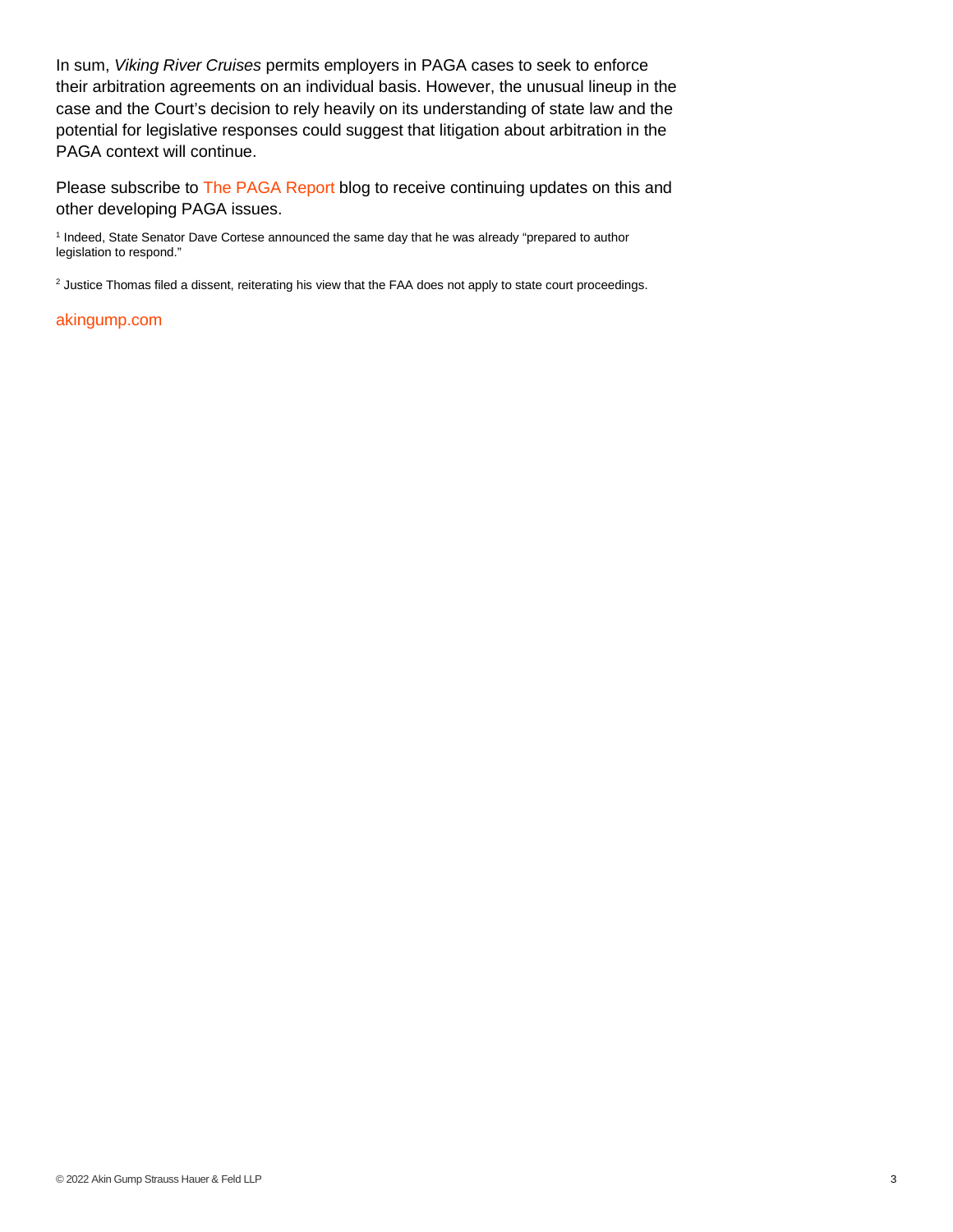In sum, *Viking River Cruises* permits employers in PAGA cases to seek to enforce their arbitration agreements on an individual basis. However, the unusual lineup in the case and the Court's decision to rely heavily on its understanding of state law and the potential for legislative responses could suggest that litigation about arbitration in the PAGA context will continue.

Please subscribe to The PAGA Report blog to receive continuing updates on this and other developing PAGA issues.

[1] Indeed, State Senator Dave Cortese announced the same day that he was already "prepared to author legislation to respond."

[2] Justice Thomas filed a dissent, reiterating his view that the FAA does not apply to state court proceedings.

akingump.com

© 2022 Akin Gump Strauss Hauer & Feld LLP